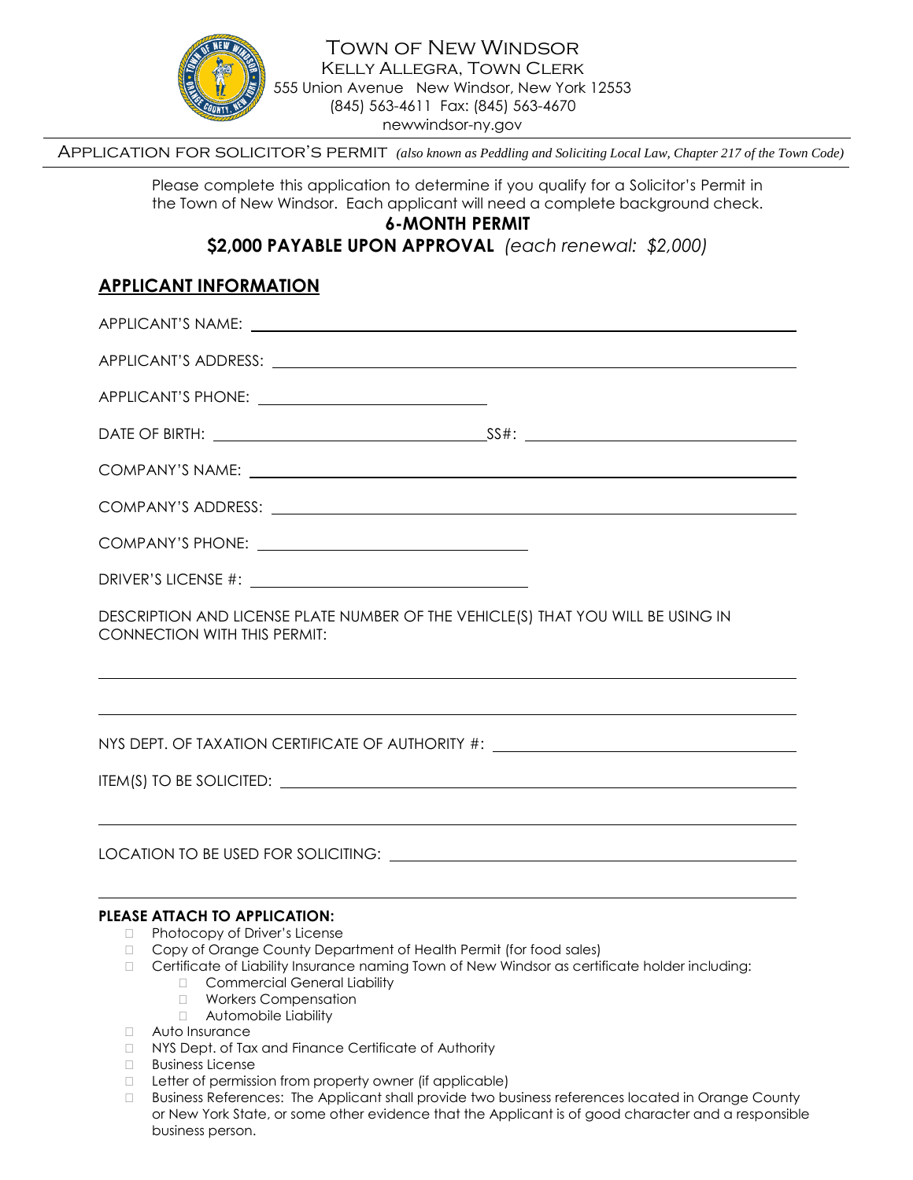# Town of New Windsor

Kelly Allegra, Town Clerk
555 Union Avenue New Windsor, New York 12553
(845) 563-4611 Fax: (845) 563-4670
newwindsor-ny.gov

## Application for solicitor's permit *(also known as Peddling and Soliciting Local Law, Chapter 217 of the Town Code)*

Please complete this application to determine if you qualify for a Solicitor's Permit in the Town of New Windsor. Each applicant will need a complete background check.

**6-MONTH PERMIT**

**$2,000 PAYABLE UPON APPROVAL** *(each renewal: $2,000)*

## APPLICANT INFORMATION

APPLICANT'S NAME: ______________________________

APPLICANT'S ADDRESS: ______________________________

APPLICANT'S PHONE: ______________________________

DATE OF BIRTH: ______________________________ SS#: ______________________________

COMPANY'S NAME: ______________________________

COMPANY'S ADDRESS: ______________________________

COMPANY'S PHONE: ______________________________

DRIVER'S LICENSE #: ______________________________

DESCRIPTION AND LICENSE PLATE NUMBER OF THE VEHICLE(S) THAT YOU WILL BE USING IN CONNECTION WITH THIS PERMIT:

______________________________

______________________________

NYS DEPT. OF TAXATION CERTIFICATE OF AUTHORITY #: ______________________________

ITEM(S) TO BE SOLICITED: ______________________________

______________________________

LOCATION TO BE USED FOR SOLICITING: ______________________________

______________________________

**PLEASE ATTACH TO APPLICATION:**

- ☐ Photocopy of Driver's License
- ☐ Copy of Orange County Department of Health Permit (for food sales)
- ☐ Certificate of Liability Insurance naming Town of New Windsor as certificate holder including:
  - ☐ Commercial General Liability
  - ☐ Workers Compensation
  - ☐ Automobile Liability
- ☐ Auto Insurance
- ☐ NYS Dept. of Tax and Finance Certificate of Authority
- ☐ Business License
- ☐ Letter of permission from property owner (if applicable)
- ☐ Business References: The Applicant shall provide two business references located in Orange County or New York State, or some other evidence that the Applicant is of good character and a responsible business person.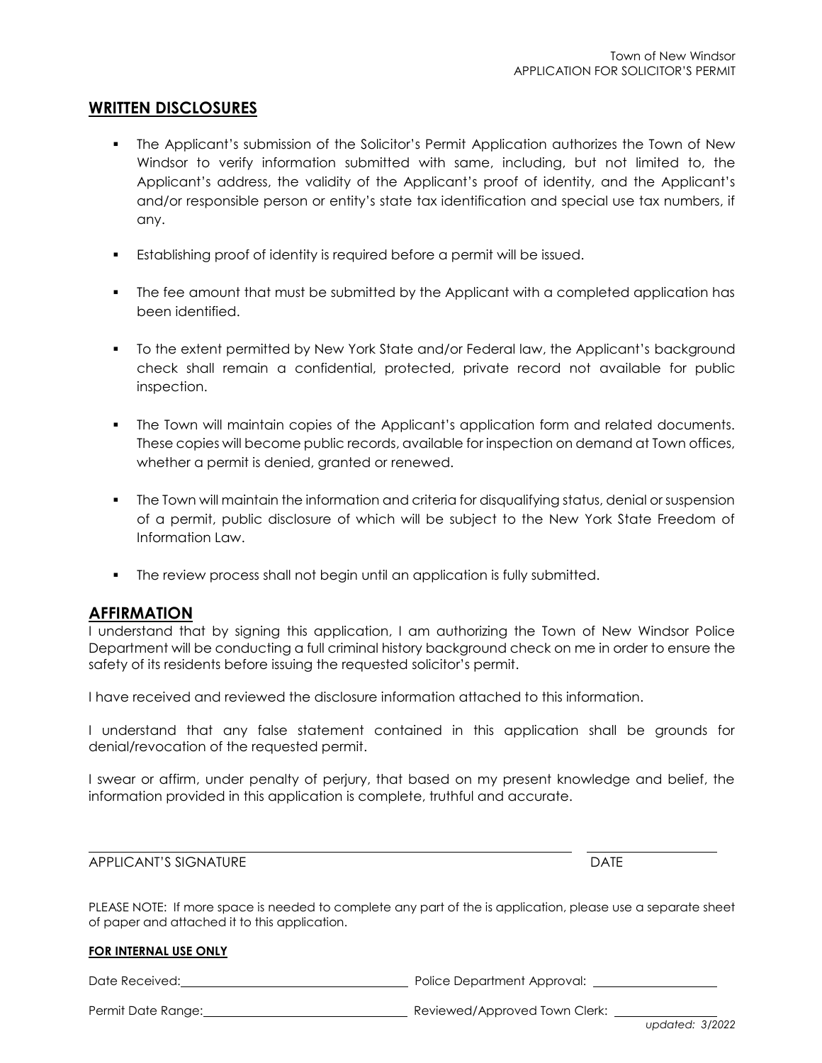## WRITTEN DISCLOSURES

- The Applicant's submission of the Solicitor's Permit Application authorizes the Town of New Windsor to verify information submitted with same, including, but not limited to, the Applicant's address, the validity of the Applicant's proof of identity, and the Applicant's and/or responsible person or entity's state tax identification and special use tax numbers, if any.
- Establishing proof of identity is required before a permit will be issued.
- The fee amount that must be submitted by the Applicant with a completed application has been identified.
- To the extent permitted by New York State and/or Federal law, the Applicant's background check shall remain a confidential, protected, private record not available for public inspection.
- The Town will maintain copies of the Applicant's application form and related documents. These copies will become public records, available for inspection on demand at Town offices, whether a permit is denied, granted or renewed.
- The Town will maintain the information and criteria for disqualifying status, denial or suspension of a permit, public disclosure of which will be subject to the New York State Freedom of Information Law.
- The review process shall not begin until an application is fully submitted.

## AFFIRMATION

I understand that by signing this application, I am authorizing the Town of New Windsor Police Department will be conducting a full criminal history background check on me in order to ensure the safety of its residents before issuing the requested solicitor's permit.

I have received and reviewed the disclosure information attached to this information.

I understand that any false statement contained in this application shall be grounds for denial/revocation of the requested permit.

I swear or affirm, under penalty of perjury, that based on my present knowledge and belief, the information provided in this application is complete, truthful and accurate.

APPLICANT'S SIGNATURE ______________________ DATE ____________

PLEASE NOTE: If more space is needed to complete any part of the is application, please use a separate sheet of paper and attached it to this application.

**FOR INTERNAL USE ONLY**

Date Received: ______________________ Police Department Approval: ______________

Permit Date Range: ______________________ Reviewed/Approved Town Clerk: ______________

*updated: 3/2022*